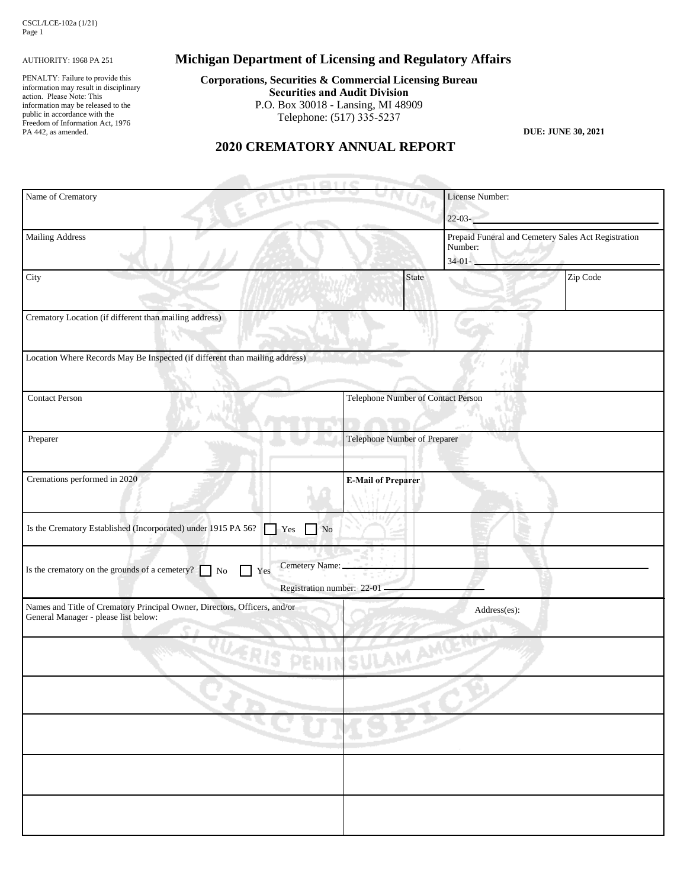CSCL/LCE-102a (1/21)

AUTHORITY: 1968 PA 251

PENALTY: Failure to provide this information may result in disciplinary action. Please Note: This information may be released to the public in accordance with the Freedom of Information Act, 1976 PA 442, as amended.

# Michigan Department of Licensing and Regulatory Affairs

**Corporations, Securities & Commercial Licensing Bureau**
**Securities and Audit Division**
P.O. Box 30018 - Lansing, MI 48909
Telephone: (517) 335-5237

**DUE: JUNE 30, 2021**

## 2020 CREMATORY ANNUAL REPORT

| Name of Crematory | | License Number: 22-03- ______ |
|---|---|---|
| Mailing Address | | Prepaid Funeral and Cemetery Sales Act Registration Number: 34-01- ______ |
| City | State | Zip Code |
| Crematory Location (if different than mailing address) | | |
| Location Where Records May Be Inspected (if different than mailing address) | | |
| Contact Person | Telephone Number of Contact Person | |
| Preparer | Telephone Number of Preparer | |
| Cremations performed in 2020 | **E-Mail of Preparer** | |

Is the Crematory Established (Incorporated) under 1915 PA 56? ☐ Yes ☐ No

Is the crematory on the grounds of a cemetery? ☐ No ☐ Yes  Cemetery Name: ______
Registration number: 22-01 ______

| Names and Title of Crematory Principal Owner, Directors, Officers, and/or General Manager - please list below: | Address(es): |
|---|---|
| | |
| | |
| | |
| | |
| | |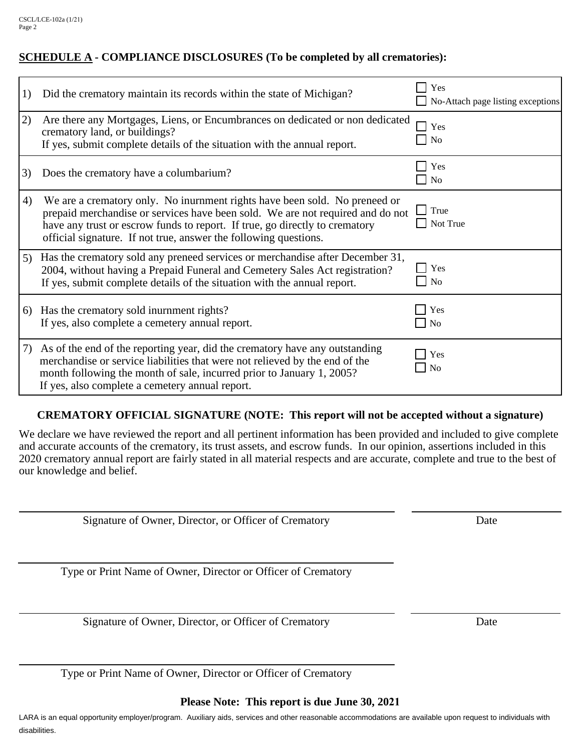## SCHEDULE A - COMPLIANCE DISCLOSURES (To be completed by all crematories):

| | | |
|---|---|---|
| 1) | Did the crematory maintain its records within the state of Michigan? | ☐ Yes<br>☐ No-Attach page listing exceptions |
| 2) | Are there any Mortgages, Liens, or Encumbrances on dedicated or non dedicated crematory land, or buildings?<br>If yes, submit complete details of the situation with the annual report. | ☐ Yes<br>☐ No |
| 3) | Does the crematory have a columbarium? | ☐ Yes<br>☐ No |
| 4) | We are a crematory only. No inurnment rights have been sold. No preneed or prepaid merchandise or services have been sold. We are not required and do not have any trust or escrow funds to report. If true, go directly to crematory official signature. If not true, answer the following questions. | ☐ True<br>☐ Not True |
| 5) | Has the crematory sold any preneed services or merchandise after December 31, 2004, without having a Prepaid Funeral and Cemetery Sales Act registration?<br>If yes, submit complete details of the situation with the annual report. | ☐ Yes<br>☐ No |
| 6) | Has the crematory sold inurnment rights?<br>If yes, also complete a cemetery annual report. | ☐ Yes<br>☐ No |
| 7) | As of the end of the reporting year, did the crematory have any outstanding merchandise or service liabilities that were not relieved by the end of the month following the month of sale, incurred prior to January 1, 2005?<br>If yes, also complete a cemetery annual report. | ☐ Yes<br>☐ No |

**CREMATORY OFFICIAL SIGNATURE (NOTE: This report will not be accepted without a signature)**

We declare we have reviewed the report and all pertinent information has been provided and included to give complete and accurate accounts of the crematory, its trust assets, and escrow funds. In our opinion, assertions included in this 2020 crematory annual report are fairly stated in all material respects and are accurate, complete and true to the best of our knowledge and belief.

\_\_\_\_\_\_\_\_\_\_\_\_\_\_\_\_\_\_\_\_\_\_\_\_\_\_\_\_\_\_\_\_\_\_\_\_\_\_\_\_ \_\_\_\_\_\_\_\_\_\_\_\_\_\_\_\_

Signature of Owner, Director, or Officer of Crematory Date

\_\_\_\_\_\_\_\_\_\_\_\_\_\_\_\_\_\_\_\_\_\_\_\_\_\_\_\_\_\_\_\_\_\_\_\_\_\_\_\_

Type or Print Name of Owner, Director or Officer of Crematory

\_\_\_\_\_\_\_\_\_\_\_\_\_\_\_\_\_\_\_\_\_\_\_\_\_\_\_\_\_\_\_\_\_\_\_\_\_\_\_\_ \_\_\_\_\_\_\_\_\_\_\_\_\_\_\_\_

Signature of Owner, Director, or Officer of Crematory Date

\_\_\_\_\_\_\_\_\_\_\_\_\_\_\_\_\_\_\_\_\_\_\_\_\_\_\_\_\_\_\_\_\_\_\_\_\_\_\_\_

Type or Print Name of Owner, Director or Officer of Crematory

**Please Note: This report is due June 30, 2021**

LARA is an equal opportunity employer/program. Auxiliary aids, services and other reasonable accommodations are available upon request to individuals with disabilities.